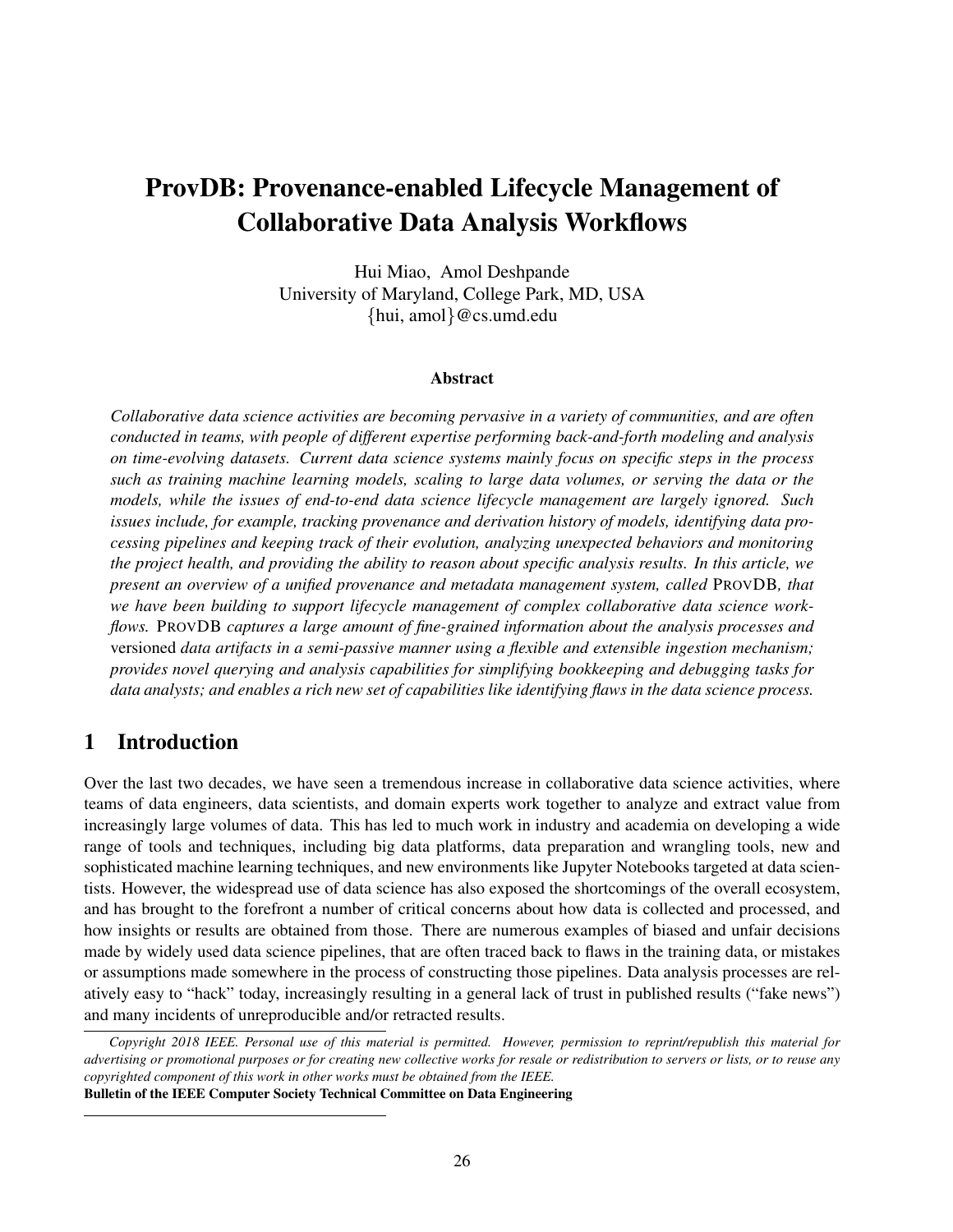# ProvDB: Provenance-enabled Lifecycle Management of Collaborative Data Analysis Workflows

Hui Miao, Amol Deshpande
University of Maryland, College Park, MD, USA
{hui, amol}@cs.umd.edu

### Abstract

*Collaborative data science activities are becoming pervasive in a variety of communities, and are often conducted in teams, with people of different expertise performing back-and-forth modeling and analysis on time-evolving datasets. Current data science systems mainly focus on specific steps in the process such as training machine learning models, scaling to large data volumes, or serving the data or the models, while the issues of end-to-end data science lifecycle management are largely ignored. Such issues include, for example, tracking provenance and derivation history of models, identifying data processing pipelines and keeping track of their evolution, analyzing unexpected behaviors and monitoring the project health, and providing the ability to reason about specific analysis results. In this article, we present an overview of a unified provenance and metadata management system, called* PROVDB*, that we have been building to support lifecycle management of complex collaborative data science workflows.* PROVDB *captures a large amount of fine-grained information about the analysis processes and* versioned *data artifacts in a semi-passive manner using a flexible and extensible ingestion mechanism; provides novel querying and analysis capabilities for simplifying bookkeeping and debugging tasks for data analysts; and enables a rich new set of capabilities like identifying flaws in the data science process.*

## 1 Introduction

Over the last two decades, we have seen a tremendous increase in collaborative data science activities, where teams of data engineers, data scientists, and domain experts work together to analyze and extract value from increasingly large volumes of data. This has led to much work in industry and academia on developing a wide range of tools and techniques, including big data platforms, data preparation and wrangling tools, new and sophisticated machine learning techniques, and new environments like Jupyter Notebooks targeted at data scientists. However, the widespread use of data science has also exposed the shortcomings of the overall ecosystem, and has brought to the forefront a number of critical concerns about how data is collected and processed, and how insights or results are obtained from those. There are numerous examples of biased and unfair decisions made by widely used data science pipelines, that are often traced back to flaws in the training data, or mistakes or assumptions made somewhere in the process of constructing those pipelines. Data analysis processes are relatively easy to "hack" today, increasingly resulting in a general lack of trust in published results ("fake news") and many incidents of unreproducible and/or retracted results.

*Copyright 2018 IEEE. Personal use of this material is permitted. However, permission to reprint/republish this material for advertising or promotional purposes or for creating new collective works for resale or redistribution to servers or lists, or to reuse any copyrighted component of this work in other works must be obtained from the IEEE.*
**Bulletin of the IEEE Computer Society Technical Committee on Data Engineering**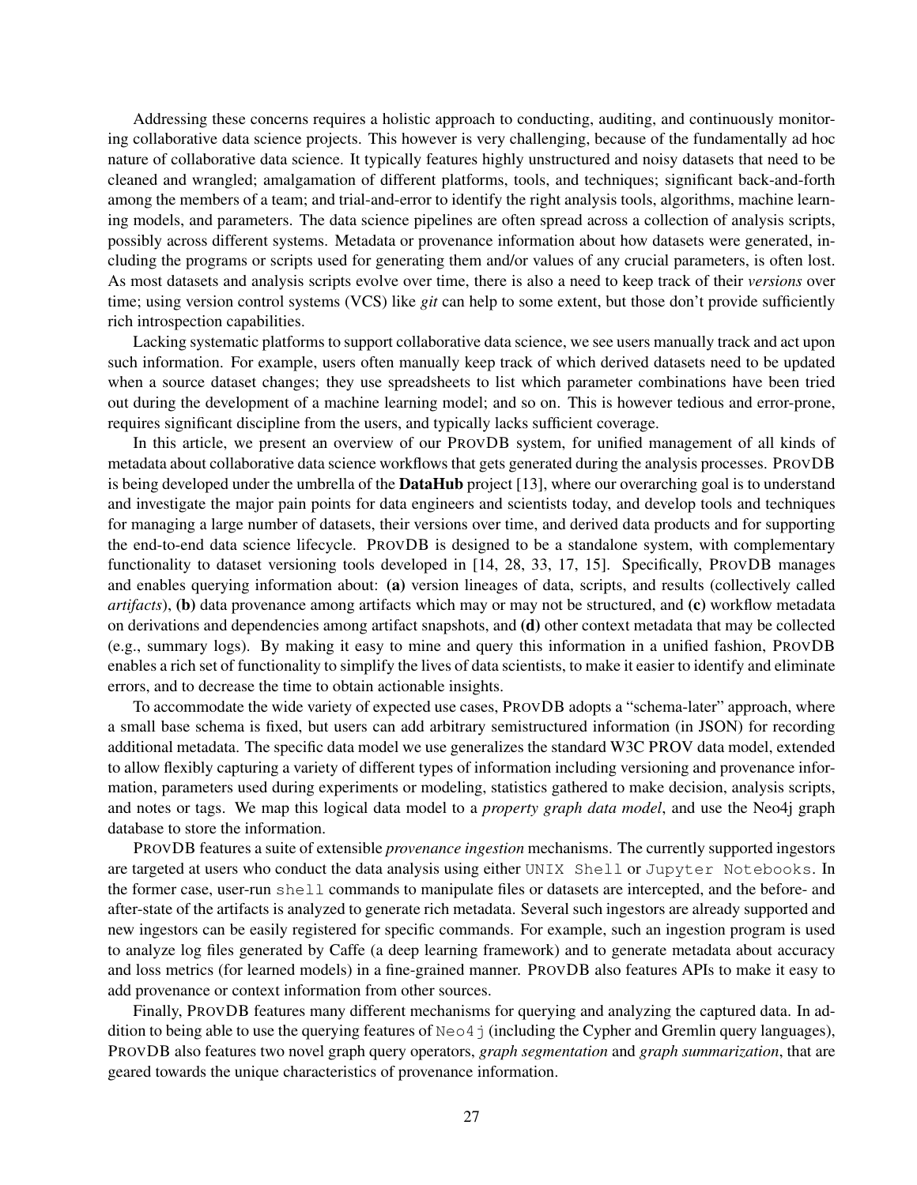Addressing these concerns requires a holistic approach to conducting, auditing, and continuously monitoring collaborative data science projects. This however is very challenging, because of the fundamentally ad hoc nature of collaborative data science. It typically features highly unstructured and noisy datasets that need to be cleaned and wrangled; amalgamation of different platforms, tools, and techniques; significant back-and-forth among the members of a team; and trial-and-error to identify the right analysis tools, algorithms, machine learning models, and parameters. The data science pipelines are often spread across a collection of analysis scripts, possibly across different systems. Metadata or provenance information about how datasets were generated, including the programs or scripts used for generating them and/or values of any crucial parameters, is often lost. As most datasets and analysis scripts evolve over time, there is also a need to keep track of their *versions* over time; using version control systems (VCS) like *git* can help to some extent, but those don't provide sufficiently rich introspection capabilities.

Lacking systematic platforms to support collaborative data science, we see users manually track and act upon such information. For example, users often manually keep track of which derived datasets need to be updated when a source dataset changes; they use spreadsheets to list which parameter combinations have been tried out during the development of a machine learning model; and so on. This is however tedious and error-prone, requires significant discipline from the users, and typically lacks sufficient coverage.

In this article, we present an overview of our PROVDB system, for unified management of all kinds of metadata about collaborative data science workflows that gets generated during the analysis processes. PROVDB is being developed under the umbrella of the **DataHub** project [13], where our overarching goal is to understand and investigate the major pain points for data engineers and scientists today, and develop tools and techniques for managing a large number of datasets, their versions over time, and derived data products and for supporting the end-to-end data science lifecycle. PROVDB is designed to be a standalone system, with complementary functionality to dataset versioning tools developed in [14, 28, 33, 17, 15]. Specifically, PROVDB manages and enables querying information about: **(a)** version lineages of data, scripts, and results (collectively called *artifacts*), **(b)** data provenance among artifacts which may or may not be structured, and **(c)** workflow metadata on derivations and dependencies among artifact snapshots, and **(d)** other context metadata that may be collected (e.g., summary logs). By making it easy to mine and query this information in a unified fashion, PROVDB enables a rich set of functionality to simplify the lives of data scientists, to make it easier to identify and eliminate errors, and to decrease the time to obtain actionable insights.

To accommodate the wide variety of expected use cases, PROVDB adopts a "schema-later" approach, where a small base schema is fixed, but users can add arbitrary semistructured information (in JSON) for recording additional metadata. The specific data model we use generalizes the standard W3C PROV data model, extended to allow flexibly capturing a variety of different types of information including versioning and provenance information, parameters used during experiments or modeling, statistics gathered to make decision, analysis scripts, and notes or tags. We map this logical data model to a *property graph data model*, and use the Neo4j graph database to store the information.

PROVDB features a suite of extensible *provenance ingestion* mechanisms. The currently supported ingestors are targeted at users who conduct the data analysis using either `UNIX Shell` or `Jupyter Notebooks`. In the former case, user-run `shell` commands to manipulate files or datasets are intercepted, and the before- and after-state of the artifacts is analyzed to generate rich metadata. Several such ingestors are already supported and new ingestors can be easily registered for specific commands. For example, such an ingestion program is used to analyze log files generated by Caffe (a deep learning framework) and to generate metadata about accuracy and loss metrics (for learned models) in a fine-grained manner. PROVDB also features APIs to make it easy to add provenance or context information from other sources.

Finally, PROVDB features many different mechanisms for querying and analyzing the captured data. In addition to being able to use the querying features of `Neo4j` (including the Cypher and Gremlin query languages), PROVDB also features two novel graph query operators, *graph segmentation* and *graph summarization*, that are geared towards the unique characteristics of provenance information.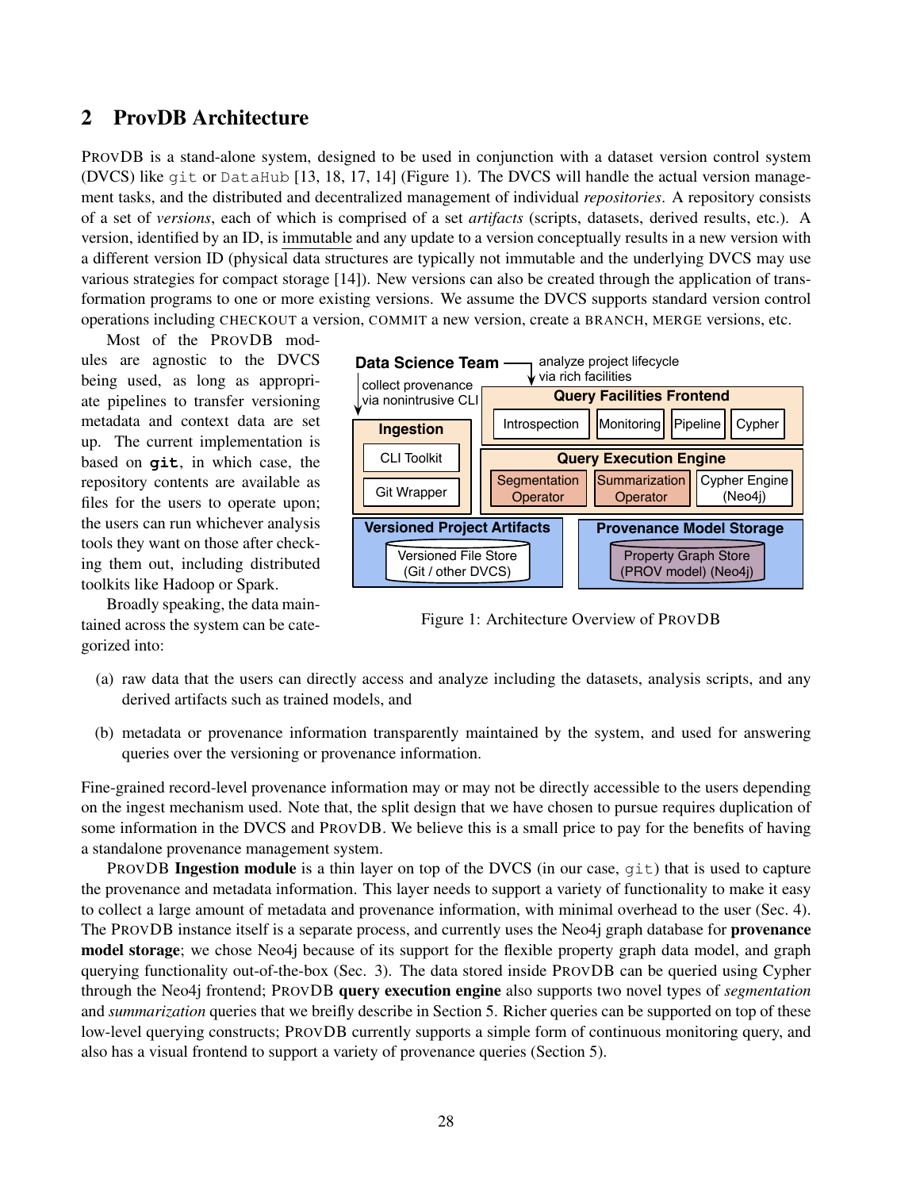## 2 ProvDB Architecture

ProvDB is a stand-alone system, designed to be used in conjunction with a dataset version control system (DVCS) like `git` or `DataHub` [13, 18, 17, 14] (Figure 1). The DVCS will handle the actual version management tasks, and the distributed and decentralized management of individual *repositories*. A repository consists of a set of *versions*, each of which is comprised of a set *artifacts* (scripts, datasets, derived results, etc.). A version, identified by an ID, is immutable and any update to a version conceptually results in a new version with a different version ID (physical data structures are typically not immutable and the underlying DVCS may use various strategies for compact storage [14]). New versions can also be created through the application of transformation programs to one or more existing versions. We assume the DVCS supports standard version control operations including CHECKOUT a version, COMMIT a new version, create a BRANCH, MERGE versions, etc.

Most of the ProvDB modules are agnostic to the DVCS being used, as long as appropriate pipelines to transfer versioning metadata and context data are set up. The current implementation is based on **`git`**, in which case, the repository contents are available as files for the users to operate upon; the users can run whichever analysis tools they want on those after checking them out, including distributed toolkits like Hadoop or Spark.

Figure 1: Architecture Overview of ProvDB

Broadly speaking, the data maintained across the system can be categorized into:

(a) raw data that the users can directly access and analyze including the datasets, analysis scripts, and any derived artifacts such as trained models, and

(b) metadata or provenance information transparently maintained by the system, and used for answering queries over the versioning or provenance information.

Fine-grained record-level provenance information may or may not be directly accessible to the users depending on the ingest mechanism used. Note that, the split design that we have chosen to pursue requires duplication of some information in the DVCS and ProvDB. We believe this is a small price to pay for the benefits of having a standalone provenance management system.

ProvDB **Ingestion module** is a thin layer on top of the DVCS (in our case, `git`) that is used to capture the provenance and metadata information. This layer needs to support a variety of functionality to make it easy to collect a large amount of metadata and provenance information, with minimal overhead to the user (Sec. 4). The ProvDB instance itself is a separate process, and currently uses the Neo4j graph database for **provenance model storage**; we chose Neo4j because of its support for the flexible property graph data model, and graph querying functionality out-of-the-box (Sec. 3). The data stored inside ProvDB can be queried using Cypher through the Neo4j frontend; ProvDB **query execution engine** also supports two novel types of *segmentation* and *summarization* queries that we breifly describe in Section 5. Richer queries can be supported on top of these low-level querying constructs; ProvDB currently supports a simple form of continuous monitoring query, and also has a visual frontend to support a variety of provenance queries (Section 5).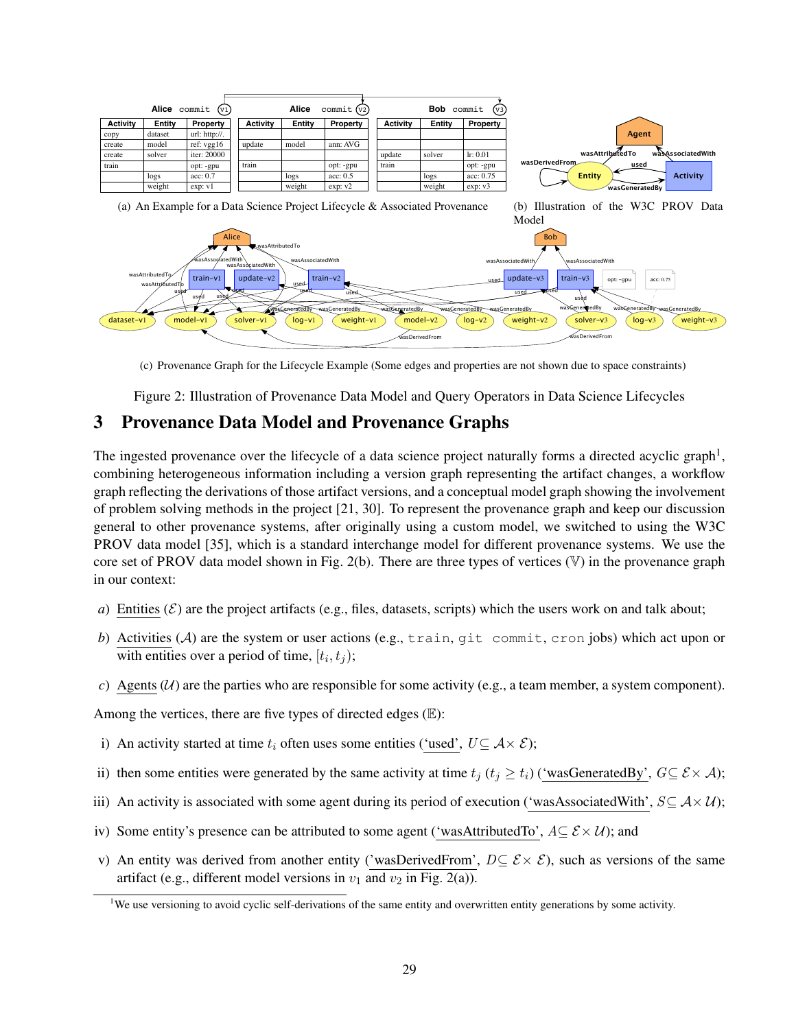Alice commit v1

| Activity | Entity | Property |
|---|---|---|
| copy | dataset | url: http://. |
| create | model | ref: vgg16 |
| create | solver | iter: 20000 |
| train | | opt: -gpu |
| | logs | acc: 0.7 |
| | weight | exp: v1 |

Alice commit v2

| Activity | Entity | Property |
|---|---|---|
| | | |
| update | model | ann: AVG |
| | | |
| train | | opt: -gpu |
| | logs | acc: 0.5 |
| | weight | exp: v2 |

Bob commit v3

| Activity | Entity | Property |
|---|---|---|
| | | |
| | | |
| update | solver | lr: 0.01 |
| train | | opt: -gpu |
| | logs | acc: 0.75 |
| | weight | exp: v3 |

(a) An Example for a Data Science Project Lifecycle & Associated Provenance

(b) Illustration of the W3C PROV Data Model

(c) Provenance Graph for the Lifecycle Example (Some edges and properties are not shown due to space constraints)

Figure 2: Illustration of Provenance Data Model and Query Operators in Data Science Lifecycles

# 3 Provenance Data Model and Provenance Graphs

The ingested provenance over the lifecycle of a data science project naturally forms a directed acyclic graph[1], combining heterogeneous information including a version graph representing the artifact changes, a workflow graph reflecting the derivations of those artifact versions, and a conceptual model graph showing the involvement of problem solving methods in the project [21, 30]. To represent the provenance graph and keep our discussion general to other provenance systems, after originally using a custom model, we switched to using the W3C PROV data model [35], which is a standard interchange model for different provenance systems. We use the core set of PROV data model shown in Fig. 2(b). There are three types of vertices ($\mathbb{V}$) in the provenance graph in our context:

*a)* Entities ($\mathcal{E}$) are the project artifacts (e.g., files, datasets, scripts) which the users work on and talk about;

*b)* Activities ($\mathcal{A}$) are the system or user actions (e.g., `train`, `git commit`, `cron` jobs) which act upon or with entities over a period of time, $[t_i, t_j)$;

*c)* Agents ($\mathcal{U}$) are the parties who are responsible for some activity (e.g., a team member, a system component).

Among the vertices, there are five types of directed edges ($\mathbb{E}$):

i) An activity started at time $t_i$ often uses some entities ('used', $U \subseteq \mathcal{A} \times \mathcal{E}$);

ii) then some entities were generated by the same activity at time $t_j$ ($t_j \geq t_i$) ('wasGeneratedBy', $G \subseteq \mathcal{E} \times \mathcal{A}$);

iii) An activity is associated with some agent during its period of execution ('wasAssociatedWith', $S \subseteq \mathcal{A} \times \mathcal{U}$);

iv) Some entity's presence can be attributed to some agent ('wasAttributedTo', $A \subseteq \mathcal{E} \times \mathcal{U}$); and

v) An entity was derived from another entity ('wasDerivedFrom', $D \subseteq \mathcal{E} \times \mathcal{E}$), such as versions of the same artifact (e.g., different model versions in $v_1$ and $v_2$ in Fig. 2(a)).

[1] We use versioning to avoid cyclic self-derivations of the same entity and overwritten entity generations by some activity.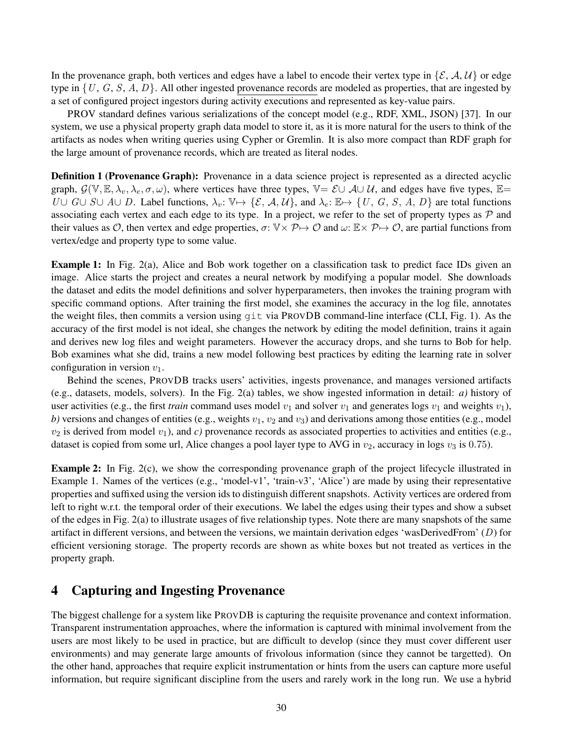In the provenance graph, both vertices and edges have a label to encode their vertex type in $\{\mathcal{E}, \mathcal{A}, \mathcal{U}\}$ or edge type in $\{U, G, S, A, D\}$. All other ingested provenance records are modeled as properties, that are ingested by a set of configured project ingestors during activity executions and represented as key-value pairs.

PROV standard defines various serializations of the concept model (e.g., RDF, XML, JSON) [37]. In our system, we use a physical property graph data model to store it, as it is more natural for the users to think of the artifacts as nodes when writing queries using Cypher or Gremlin. It is also more compact than RDF graph for the large amount of provenance records, which are treated as literal nodes.

**Definition 1 (Provenance Graph):** Provenance in a data science project is represented as a directed acyclic graph, $\mathcal{G}(\mathbb{V}, \mathbb{E}, \lambda_v, \lambda_e, \sigma, \omega)$, where vertices have three types, $\mathbb{V} = \mathcal{E} \cup \mathcal{A} \cup \mathcal{U}$, and edges have five types, $\mathbb{E} = U \cup G \cup S \cup A \cup D$. Label functions, $\lambda_v$: $\mathbb{V} \mapsto \{\mathcal{E}, \mathcal{A}, \mathcal{U}\}$, and $\lambda_e$: $\mathbb{E} \mapsto \{U, G, S, A, D\}$ are total functions associating each vertex and each edge to its type. In a project, we refer to the set of property types as $\mathcal{P}$ and their values as $\mathcal{O}$, then vertex and edge properties, $\sigma$: $\mathbb{V} \times \mathcal{P} \mapsto \mathcal{O}$ and $\omega$: $\mathbb{E} \times \mathcal{P} \mapsto \mathcal{O}$, are partial functions from vertex/edge and property type to some value.

**Example 1:** In Fig. 2(a), Alice and Bob work together on a classification task to predict face IDs given an image. Alice starts the project and creates a neural network by modifying a popular model. She downloads the dataset and edits the model definitions and solver hyperparameters, then invokes the training program with specific command options. After training the first model, she examines the accuracy in the log file, annotates the weight files, then commits a version using `git` via PROVDB command-line interface (CLI, Fig. 1). As the accuracy of the first model is not ideal, she changes the network by editing the model definition, trains it again and derives new log files and weight parameters. However the accuracy drops, and she turns to Bob for help. Bob examines what she did, trains a new model following best practices by editing the learning rate in solver configuration in version $v_1$.

Behind the scenes, PROVDB tracks users' activities, ingests provenance, and manages versioned artifacts (e.g., datasets, models, solvers). In the Fig. 2(a) tables, we show ingested information in detail: *a)* history of user activities (e.g., the first *train* command uses model $v_1$ and solver $v_1$ and generates logs $v_1$ and weights $v_1$), *b)* versions and changes of entities (e.g., weights $v_1$, $v_2$ and $v_3$) and derivations among those entities (e.g., model $v_2$ is derived from model $v_1$), and *c)* provenance records as associated properties to activities and entities (e.g., dataset is copied from some url, Alice changes a pool layer type to AVG in $v_2$, accuracy in logs $v_3$ is 0.75).

**Example 2:** In Fig. 2(c), we show the corresponding provenance graph of the project lifecycle illustrated in Example 1. Names of the vertices (e.g., 'model-v1', 'train-v3', 'Alice') are made by using their representative properties and suffixed using the version ids to distinguish different snapshots. Activity vertices are ordered from left to right w.r.t. the temporal order of their executions. We label the edges using their types and show a subset of the edges in Fig. 2(a) to illustrate usages of five relationship types. Note there are many snapshots of the same artifact in different versions, and between the versions, we maintain derivation edges 'wasDerivedFrom' ($D$) for efficient versioning storage. The property records are shown as white boxes but not treated as vertices in the property graph.

# 4 Capturing and Ingesting Provenance

The biggest challenge for a system like PROVDB is capturing the requisite provenance and context information. Transparent instrumentation approaches, where the information is captured with minimal involvement from the users are most likely to be used in practice, but are difficult to develop (since they must cover different user environments) and may generate large amounts of frivolous information (since they cannot be targetted). On the other hand, approaches that require explicit instrumentation or hints from the users can capture more useful information, but require significant discipline from the users and rarely work in the long run. We use a hybrid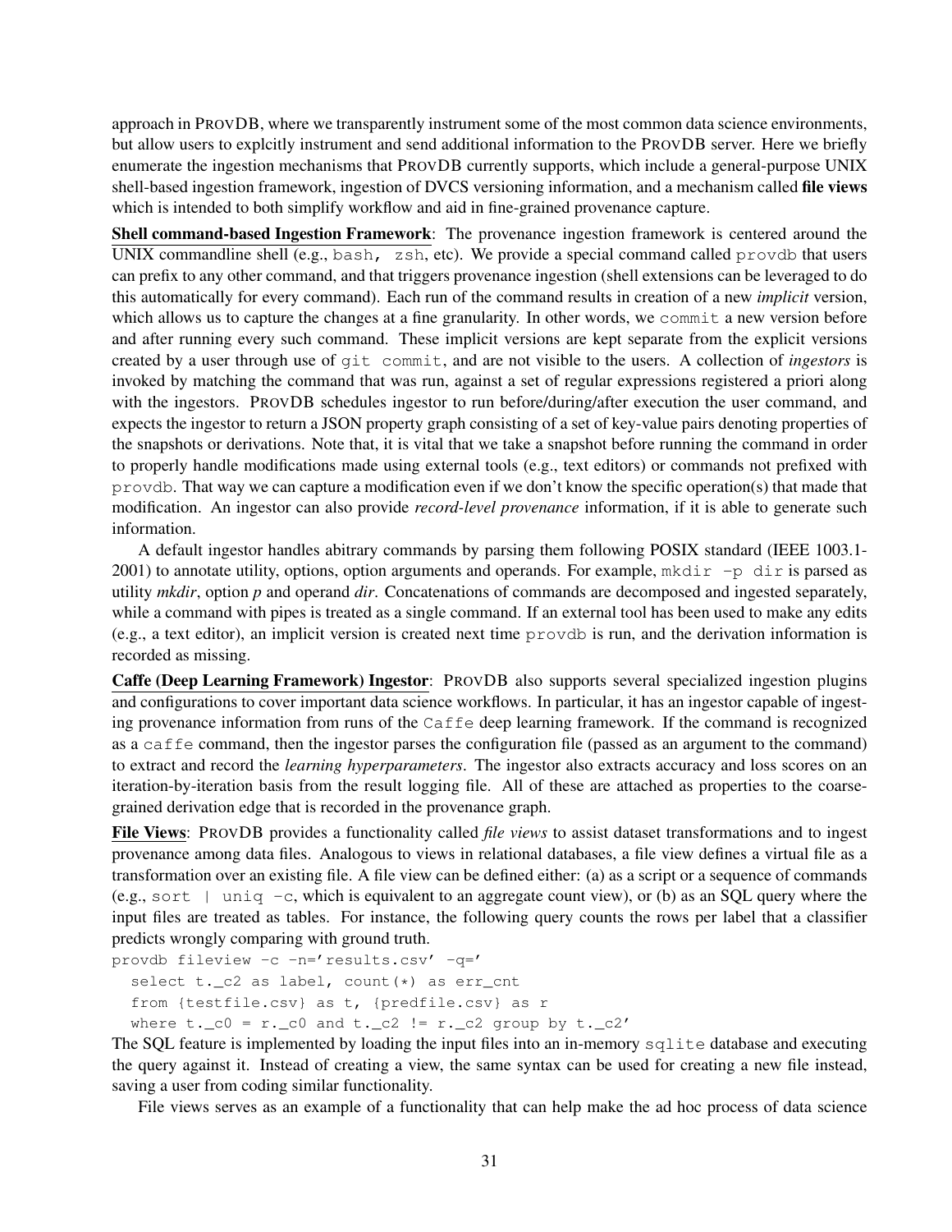approach in PROVDB, where we transparently instrument some of the most common data science environments, but allow users to explcitly instrument and send additional information to the PROVDB server. Here we briefly enumerate the ingestion mechanisms that PROVDB currently supports, which include a general-purpose UNIX shell-based ingestion framework, ingestion of DVCS versioning information, and a mechanism called **file views** which is intended to both simplify workflow and aid in fine-grained provenance capture.

**Shell command-based Ingestion Framework**: The provenance ingestion framework is centered around the UNIX commandline shell (e.g., `bash, zsh`, etc). We provide a special command called `provdb` that users can prefix to any other command, and that triggers provenance ingestion (shell extensions can be leveraged to do this automatically for every command). Each run of the command results in creation of a new *implicit* version, which allows us to capture the changes at a fine granularity. In other words, we `commit` a new version before and after running every such command. These implicit versions are kept separate from the explicit versions created by a user through use of `git commit`, and are not visible to the users. A collection of *ingestors* is invoked by matching the command that was run, against a set of regular expressions registered a priori along with the ingestors. PROVDB schedules ingestor to run before/during/after execution the user command, and expects the ingestor to return a JSON property graph consisting of a set of key-value pairs denoting properties of the snapshots or derivations. Note that, it is vital that we take a snapshot before running the command in order to properly handle modifications made using external tools (e.g., text editors) or commands not prefixed with `provdb`. That way we can capture a modification even if we don't know the specific operation(s) that made that modification. An ingestor can also provide *record-level provenance* information, if it is able to generate such information.

A default ingestor handles abitrary commands by parsing them following POSIX standard (IEEE 1003.1-2001) to annotate utility, options, option arguments and operands. For example, `mkdir -p dir` is parsed as utility *mkdir*, option *p* and operand *dir*. Concatenations of commands are decomposed and ingested separately, while a command with pipes is treated as a single command. If an external tool has been used to make any edits (e.g., a text editor), an implicit version is created next time `provdb` is run, and the derivation information is recorded as missing.

**Caffe (Deep Learning Framework) Ingestor**: PROVDB also supports several specialized ingestion plugins and configurations to cover important data science workflows. In particular, it has an ingestor capable of ingesting provenance information from runs of the `Caffe` deep learning framework. If the command is recognized as a `caffe` command, then the ingestor parses the configuration file (passed as an argument to the command) to extract and record the *learning hyperparameters*. The ingestor also extracts accuracy and loss scores on an iteration-by-iteration basis from the result logging file. All of these are attached as properties to the coarse-grained derivation edge that is recorded in the provenance graph.

**File Views**: PROVDB provides a functionality called ***file views*** to assist dataset transformations and to ingest provenance among data files. Analogous to views in relational databases, a file view defines a virtual file as a transformation over an existing file. A file view can be defined either: (a) as a script or a sequence of commands (e.g., `sort | uniq -c`, which is equivalent to an aggregate count view), or (b) as an SQL query where the input files are treated as tables. For instance, the following query counts the rows per label that a classifier predicts wrongly comparing with ground truth.

```
provdb fileview -c -n='results.csv' -q='
  select t._c2 as label, count(*) as err_cnt
  from {testfile.csv} as t, {predfile.csv} as r
  where t._c0 = r._c0 and t._c2 != r._c2 group by t._c2'
```

The SQL feature is implemented by loading the input files into an in-memory `sqlite` database and executing the query against it. Instead of creating a view, the same syntax can be used for creating a new file instead, saving a user from coding similar functionality.

File views serves as an example of a functionality that can help make the ad hoc process of data science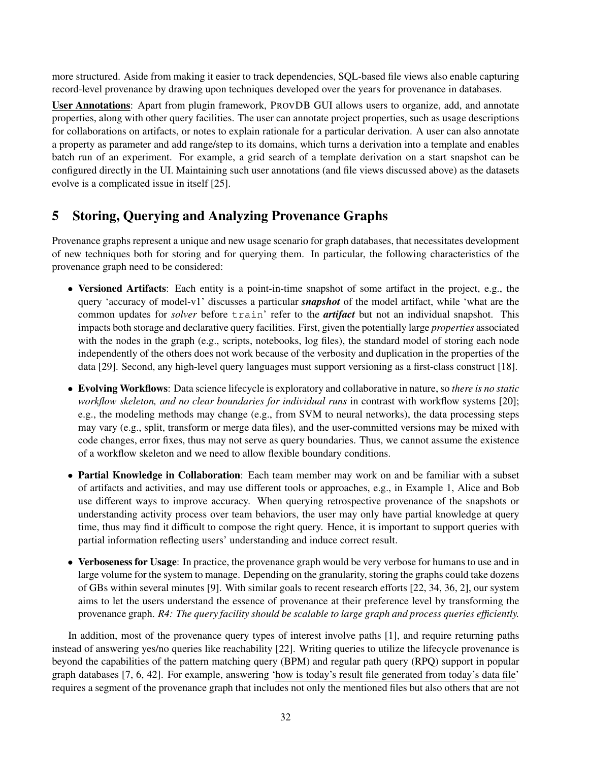more structured. Aside from making it easier to track dependencies, SQL-based file views also enable capturing record-level provenance by drawing upon techniques developed over the years for provenance in databases.

**User Annotations**: Apart from plugin framework, PROVDB GUI allows users to organize, add, and annotate properties, along with other query facilities. The user can annotate project properties, such as usage descriptions for collaborations on artifacts, or notes to explain rationale for a particular derivation. A user can also annotate a property as parameter and add range/step to its domains, which turns a derivation into a template and enables batch run of an experiment. For example, a grid search of a template derivation on a start snapshot can be configured directly in the UI. Maintaining such user annotations (and file views discussed above) as the datasets evolve is a complicated issue in itself [25].

## 5 Storing, Querying and Analyzing Provenance Graphs

Provenance graphs represent a unique and new usage scenario for graph databases, that necessitates development of new techniques both for storing and for querying them. In particular, the following characteristics of the provenance graph need to be considered:

- **Versioned Artifacts**: Each entity is a point-in-time snapshot of some artifact in the project, e.g., the query 'accuracy of model-v1' discusses a particular ***snapshot*** of the model artifact, while 'what are the common updates for *solver* before `train`' refer to the ***artifact*** but not an individual snapshot. This impacts both storage and declarative query facilities. First, given the potentially large *properties* associated with the nodes in the graph (e.g., scripts, notebooks, log files), the standard model of storing each node independently of the others does not work because of the verbosity and duplication in the properties of the data [29]. Second, any high-level query languages must support versioning as a first-class construct [18].

- **Evolving Workflows**: Data science lifecycle is exploratory and collaborative in nature, so *there is no static workflow skeleton, and no clear boundaries for individual runs* in contrast with workflow systems [20]; e.g., the modeling methods may change (e.g., from SVM to neural networks), the data processing steps may vary (e.g., split, transform or merge data files), and the user-committed versions may be mixed with code changes, error fixes, thus may not serve as query boundaries. Thus, we cannot assume the existence of a workflow skeleton and we need to allow flexible boundary conditions.

- **Partial Knowledge in Collaboration**: Each team member may work on and be familiar with a subset of artifacts and activities, and may use different tools or approaches, e.g., in Example 1, Alice and Bob use different ways to improve accuracy. When querying retrospective provenance of the snapshots or understanding activity process over team behaviors, the user may only have partial knowledge at query time, thus may find it difficult to compose the right query. Hence, it is important to support queries with partial information reflecting users' understanding and induce correct result.

- **Verboseness for Usage**: In practice, the provenance graph would be very verbose for humans to use and in large volume for the system to manage. Depending on the granularity, storing the graphs could take dozens of GBs within several minutes [9]. With similar goals to recent research efforts [22, 34, 36, 2], our system aims to let the users understand the essence of provenance at their preference level by transforming the provenance graph. *R4: The query facility should be scalable to large graph and process queries efficiently.*

In addition, most of the provenance query types of interest involve paths [1], and require returning paths instead of answering yes/no queries like reachability [22]. Writing queries to utilize the lifecycle provenance is beyond the capabilities of the pattern matching query (BPM) and regular path query (RPQ) support in popular graph databases [7, 6, 42]. For example, answering 'how is today's result file generated from today's data file' requires a segment of the provenance graph that includes not only the mentioned files but also others that are not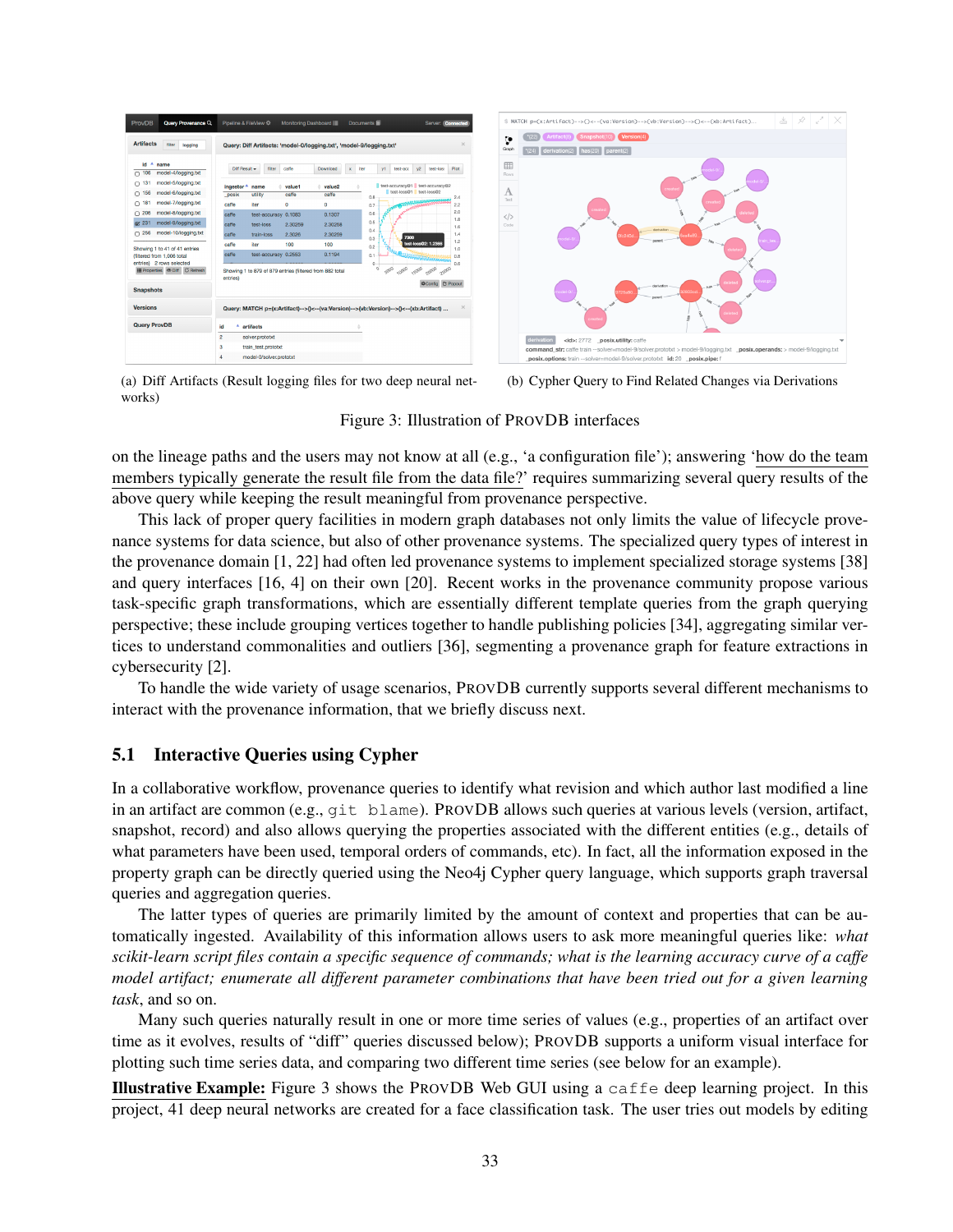(a) Diff Artifacts (Result logging files for two deep neural networks)

(b) Cypher Query to Find Related Changes via Derivations

Figure 3: Illustration of ProvDB interfaces

on the lineage paths and the users may not know at all (e.g., 'a configuration file'); answering 'how do the team members typically generate the result file from the data file?' requires summarizing several query results of the above query while keeping the result meaningful from provenance perspective.

This lack of proper query facilities in modern graph databases not only limits the value of lifecycle provenance systems for data science, but also of other provenance systems. The specialized query types of interest in the provenance domain [1, 22] had often led provenance systems to implement specialized storage systems [38] and query interfaces [16, 4] on their own [20]. Recent works in the provenance community propose various task-specific graph transformations, which are essentially different template queries from the graph querying perspective; these include grouping vertices together to handle publishing policies [34], aggregating similar vertices to understand commonalities and outliers [36], segmenting a provenance graph for feature extractions in cybersecurity [2].

To handle the wide variety of usage scenarios, ProvDB currently supports several different mechanisms to interact with the provenance information, that we briefly discuss next.

## 5.1 Interactive Queries using Cypher

In a collaborative workflow, provenance queries to identify what revision and which author last modified a line in an artifact are common (e.g., `git blame`). ProvDB allows such queries at various levels (version, artifact, snapshot, record) and also allows querying the properties associated with the different entities (e.g., details of what parameters have been used, temporal orders of commands, etc). In fact, all the information exposed in the property graph can be directly queried using the Neo4j Cypher query language, which supports graph traversal queries and aggregation queries.

The latter types of queries are primarily limited by the amount of context and properties that can be automatically ingested. Availability of this information allows users to ask more meaningful queries like: *what scikit-learn script files contain a specific sequence of commands; what is the learning accuracy curve of a caffe model artifact; enumerate all different parameter combinations that have been tried out for a given learning task*, and so on.

Many such queries naturally result in one or more time series of values (e.g., properties of an artifact over time as it evolves, results of "diff" queries discussed below); ProvDB supports a uniform visual interface for plotting such time series data, and comparing two different time series (see below for an example).

**Illustrative Example:** Figure 3 shows the ProvDB Web GUI using a `caffe` deep learning project. In this project, 41 deep neural networks are created for a face classification task. The user tries out models by editing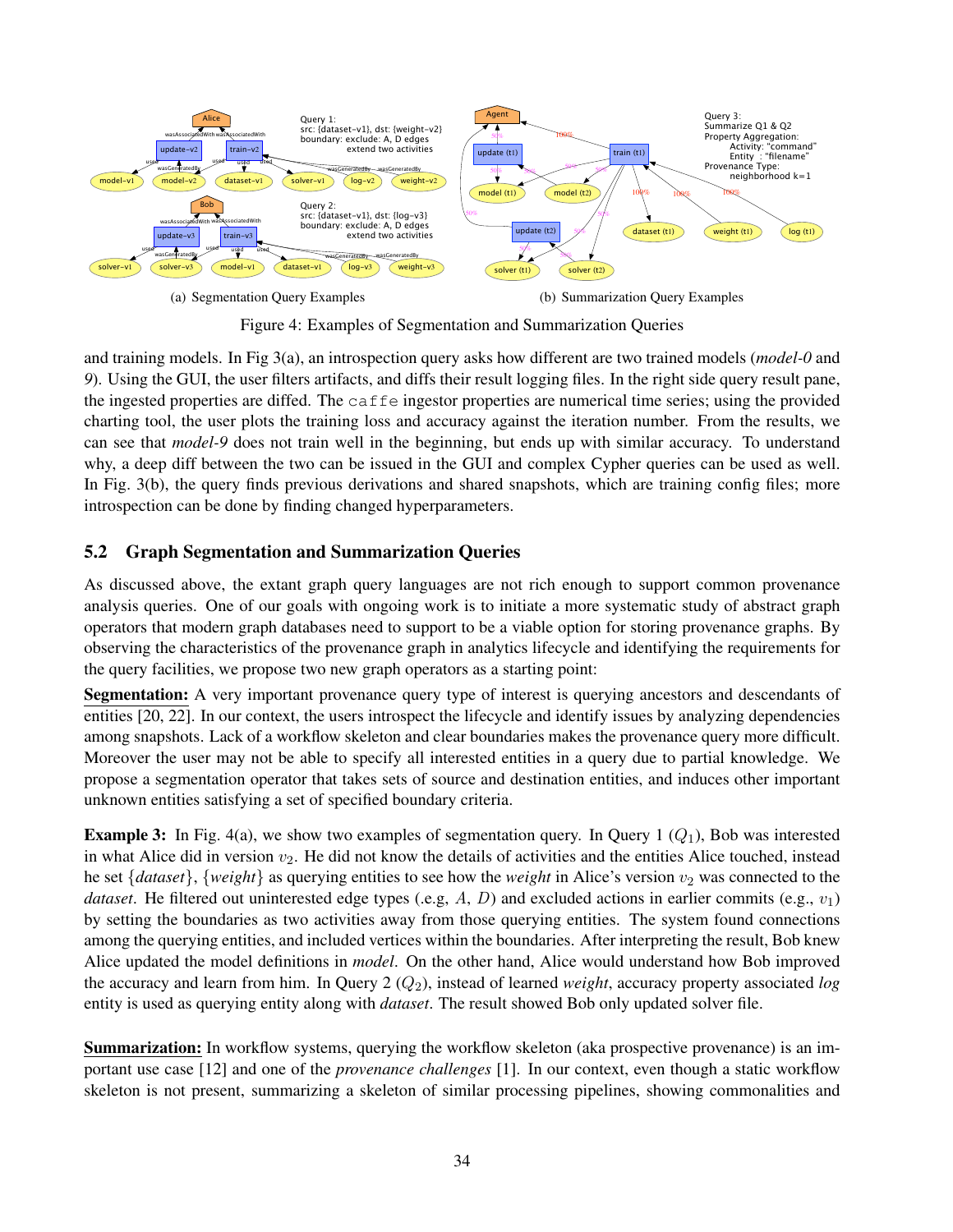(a) Segmentation Query Examples

(b) Summarization Query Examples

Figure 4: Examples of Segmentation and Summarization Queries

and training models. In Fig 3(a), an introspection query asks how different are two trained models (*model-0* and *9*). Using the GUI, the user filters artifacts, and diffs their result logging files. In the right side query result pane, the ingested properties are diffed. The `caffe` ingestor properties are numerical time series; using the provided charting tool, the user plots the training loss and accuracy against the iteration number. From the results, we can see that *model-9* does not train well in the beginning, but ends up with similar accuracy. To understand why, a deep diff between the two can be issued in the GUI and complex Cypher queries can be used as well. In Fig. 3(b), the query finds previous derivations and shared snapshots, which are training config files; more introspection can be done by finding changed hyperparameters.

## 5.2 Graph Segmentation and Summarization Queries

As discussed above, the extant graph query languages are not rich enough to support common provenance analysis queries. One of our goals with ongoing work is to initiate a more systematic study of abstract graph operators that modern graph databases need to support to be a viable option for storing provenance graphs. By observing the characteristics of the provenance graph in analytics lifecycle and identifying the requirements for the query facilities, we propose two new graph operators as a starting point:

**Segmentation:** A very important provenance query type of interest is querying ancestors and descendants of entities [20, 22]. In our context, the users introspect the lifecycle and identify issues by analyzing dependencies among snapshots. Lack of a workflow skeleton and clear boundaries makes the provenance query more difficult. Moreover the user may not be able to specify all interested entities in a query due to partial knowledge. We propose a segmentation operator that takes sets of source and destination entities, and induces other important unknown entities satisfying a set of specified boundary criteria.

**Example 3:** In Fig. 4(a), we show two examples of segmentation query. In Query 1 ($Q_1$), Bob was interested in what Alice did in version $v_2$. He did not know the details of activities and the entities Alice touched, instead he set {*dataset*}, {*weight*} as querying entities to see how the *weight* in Alice's version $v_2$ was connected to the *dataset*. He filtered out uninterested edge types (e.g, $A$, $D$) and excluded actions in earlier commits (e.g., $v_1$) by setting the boundaries as two activities away from those querying entities. The system found connections among the querying entities, and included vertices within the boundaries. After interpreting the result, Bob knew Alice updated the model definitions in *model*. On the other hand, Alice would understand how Bob improved the accuracy and learn from him. In Query 2 ($Q_2$), instead of learned *weight*, accuracy property associated *log* entity is used as querying entity along with *dataset*. The result showed Bob only updated solver file.

**Summarization:** In workflow systems, querying the workflow skeleton (aka prospective provenance) is an important use case [12] and one of the *provenance challenges* [1]. In our context, even though a static workflow skeleton is not present, summarizing a skeleton of similar processing pipelines, showing commonalities and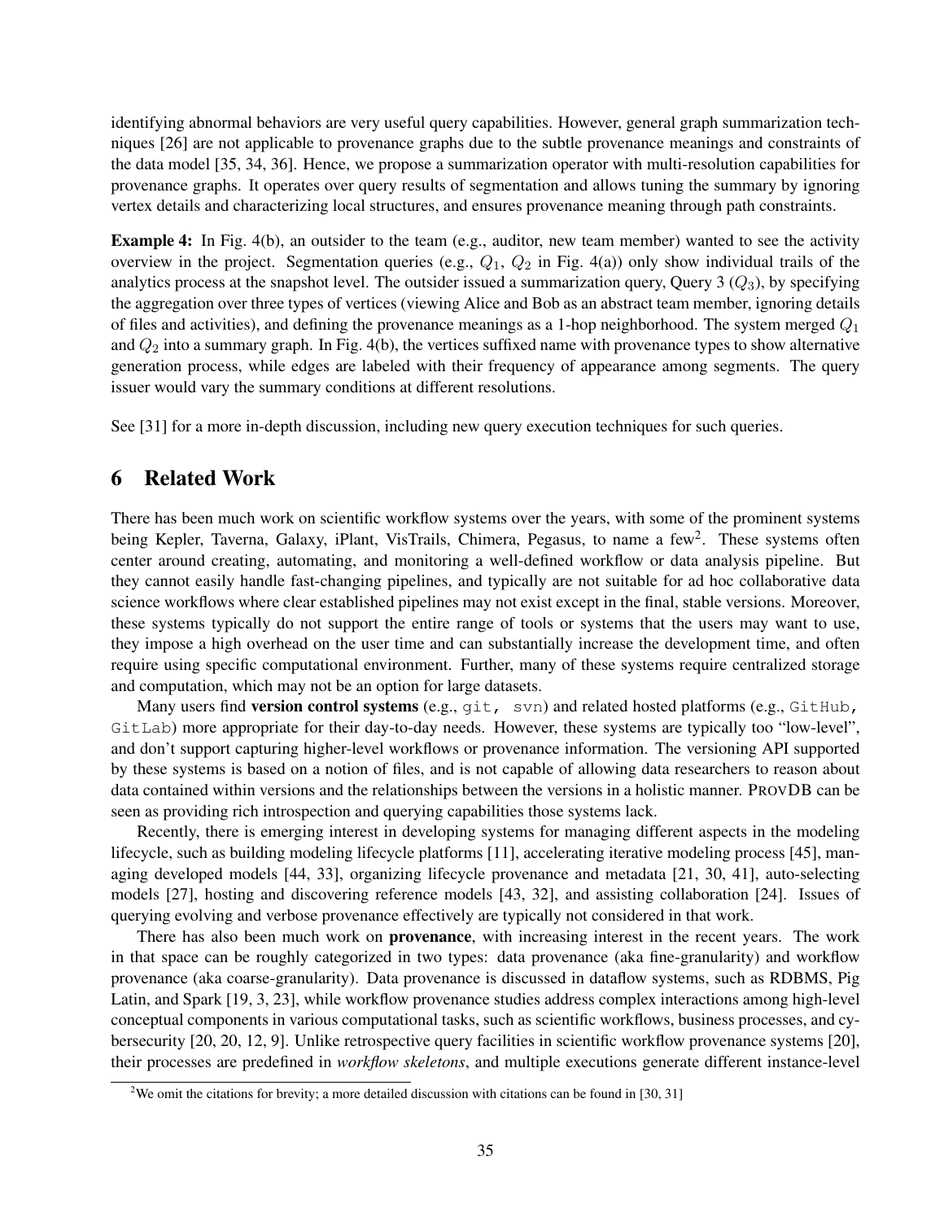identifying abnormal behaviors are very useful query capabilities. However, general graph summarization techniques [26] are not applicable to provenance graphs due to the subtle provenance meanings and constraints of the data model [35, 34, 36]. Hence, we propose a summarization operator with multi-resolution capabilities for provenance graphs. It operates over query results of segmentation and allows tuning the summary by ignoring vertex details and characterizing local structures, and ensures provenance meaning through path constraints.

**Example 4:** In Fig. 4(b), an outsider to the team (e.g., auditor, new team member) wanted to see the activity overview in the project. Segmentation queries (e.g., $Q_1$, $Q_2$ in Fig. 4(a)) only show individual trails of the analytics process at the snapshot level. The outsider issued a summarization query, Query 3 ($Q_3$), by specifying the aggregation over three types of vertices (viewing Alice and Bob as an abstract team member, ignoring details of files and activities), and defining the provenance meanings as a 1-hop neighborhood. The system merged $Q_1$ and $Q_2$ into a summary graph. In Fig. 4(b), the vertices suffixed name with provenance types to show alternative generation process, while edges are labeled with their frequency of appearance among segments. The query issuer would vary the summary conditions at different resolutions.

See [31] for a more in-depth discussion, including new query execution techniques for such queries.

## 6 Related Work

There has been much work on scientific workflow systems over the years, with some of the prominent systems being Kepler, Taverna, Galaxy, iPlant, VisTrails, Chimera, Pegasus, to name a few[2]. These systems often center around creating, automating, and monitoring a well-defined workflow or data analysis pipeline. But they cannot easily handle fast-changing pipelines, and typically are not suitable for ad hoc collaborative data science workflows where clear established pipelines may not exist except in the final, stable versions. Moreover, these systems typically do not support the entire range of tools or systems that the users may want to use, they impose a high overhead on the user time and can substantially increase the development time, and often require using specific computational environment. Further, many of these systems require centralized storage and computation, which may not be an option for large datasets.

Many users find **version control systems** (e.g., `git, svn`) and related hosted platforms (e.g., `GitHub, GitLab`) more appropriate for their day-to-day needs. However, these systems are typically too "low-level", and don't support capturing higher-level workflows or provenance information. The versioning API supported by these systems is based on a notion of files, and is not capable of allowing data researchers to reason about data contained within versions and the relationships between the versions in a holistic manner. ProvDB can be seen as providing rich introspection and querying capabilities those systems lack.

Recently, there is emerging interest in developing systems for managing different aspects in the modeling lifecycle, such as building modeling lifecycle platforms [11], accelerating iterative modeling process [45], managing developed models [44, 33], organizing lifecycle provenance and metadata [21, 30, 41], auto-selecting models [27], hosting and discovering reference models [43, 32], and assisting collaboration [24]. Issues of querying evolving and verbose provenance effectively are typically not considered in that work.

There has also been much work on **provenance**, with increasing interest in the recent years. The work in that space can be roughly categorized in two types: data provenance (aka fine-granularity) and workflow provenance (aka coarse-granularity). Data provenance is discussed in dataflow systems, such as RDBMS, Pig Latin, and Spark [19, 3, 23], while workflow provenance studies address complex interactions among high-level conceptual components in various computational tasks, such as scientific workflows, business processes, and cybersecurity [20, 20, 12, 9]. Unlike retrospective query facilities in scientific workflow provenance systems [20], their processes are predefined in *workflow skeletons*, and multiple executions generate different instance-level

[2]We omit the citations for brevity; a more detailed discussion with citations can be found in [30, 31]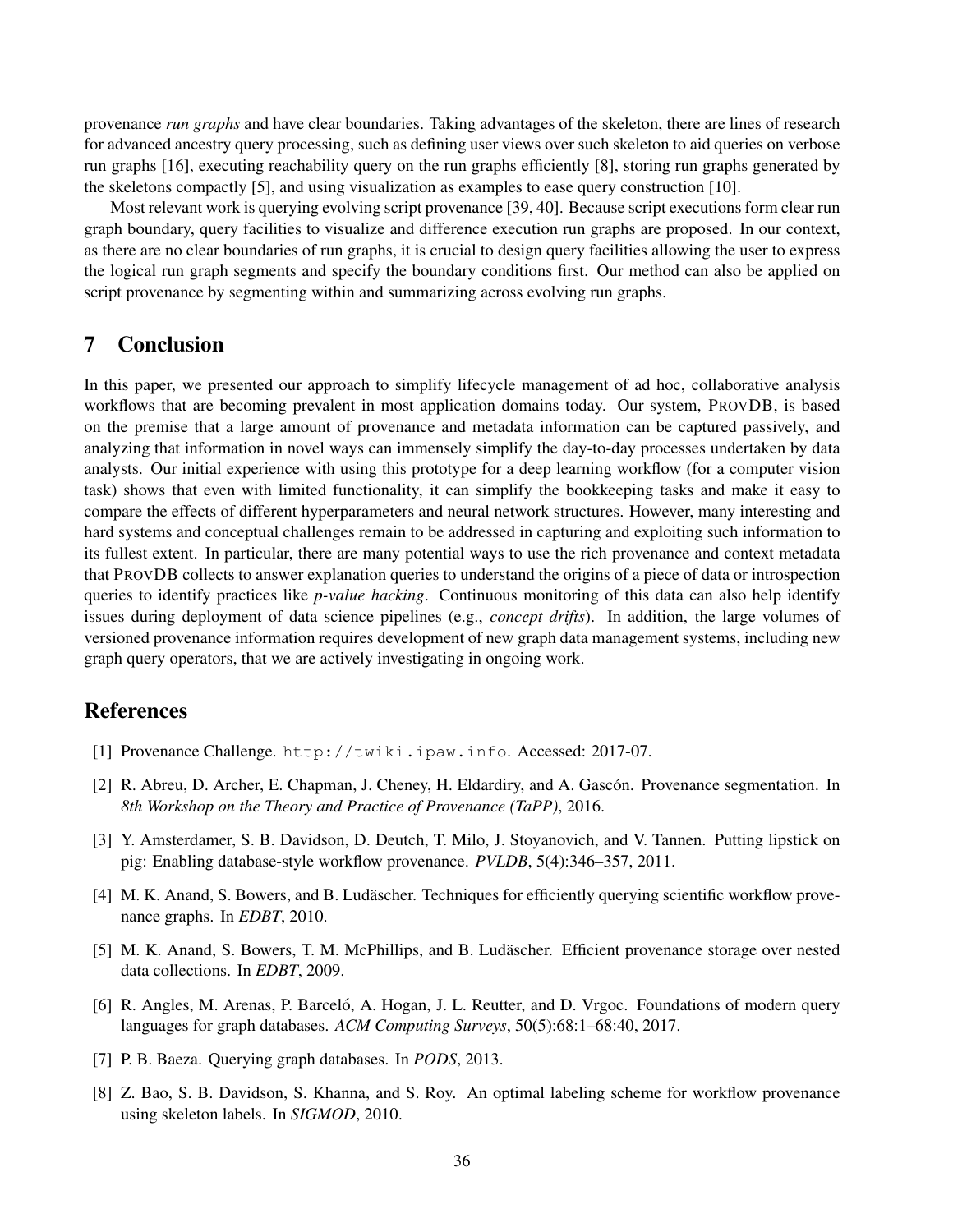provenance *run graphs* and have clear boundaries. Taking advantages of the skeleton, there are lines of research for advanced ancestry query processing, such as defining user views over such skeleton to aid queries on verbose run graphs [16], executing reachability query on the run graphs efficiently [8], storing run graphs generated by the skeletons compactly [5], and using visualization as examples to ease query construction [10].

Most relevant work is querying evolving script provenance [39, 40]. Because script executions form clear run graph boundary, query facilities to visualize and difference execution run graphs are proposed. In our context, as there are no clear boundaries of run graphs, it is crucial to design query facilities allowing the user to express the logical run graph segments and specify the boundary conditions first. Our method can also be applied on script provenance by segmenting within and summarizing across evolving run graphs.

## 7 Conclusion

In this paper, we presented our approach to simplify lifecycle management of ad hoc, collaborative analysis workflows that are becoming prevalent in most application domains today. Our system, ProvDB, is based on the premise that a large amount of provenance and metadata information can be captured passively, and analyzing that information in novel ways can immensely simplify the day-to-day processes undertaken by data analysts. Our initial experience with using this prototype for a deep learning workflow (for a computer vision task) shows that even with limited functionality, it can simplify the bookkeeping tasks and make it easy to compare the effects of different hyperparameters and neural network structures. However, many interesting and hard systems and conceptual challenges remain to be addressed in capturing and exploiting such information to its fullest extent. In particular, there are many potential ways to use the rich provenance and context metadata that ProvDB collects to answer explanation queries to understand the origins of a piece of data or introspection queries to identify practices like *p-value hacking*. Continuous monitoring of this data can also help identify issues during deployment of data science pipelines (e.g., *concept drifts*). In addition, the large volumes of versioned provenance information requires development of new graph data management systems, including new graph query operators, that we are actively investigating in ongoing work.

## References

[1] Provenance Challenge. `http://twiki.ipaw.info`. Accessed: 2017-07.

[2] R. Abreu, D. Archer, E. Chapman, J. Cheney, H. Eldardiry, and A. Gascón. Provenance segmentation. In *8th Workshop on the Theory and Practice of Provenance (TaPP)*, 2016.

[3] Y. Amsterdamer, S. B. Davidson, D. Deutch, T. Milo, J. Stoyanovich, and V. Tannen. Putting lipstick on pig: Enabling database-style workflow provenance. *PVLDB*, 5(4):346–357, 2011.

[4] M. K. Anand, S. Bowers, and B. Ludäscher. Techniques for efficiently querying scientific workflow provenance graphs. In *EDBT*, 2010.

[5] M. K. Anand, S. Bowers, T. M. McPhillips, and B. Ludäscher. Efficient provenance storage over nested data collections. In *EDBT*, 2009.

[6] R. Angles, M. Arenas, P. Barceló, A. Hogan, J. L. Reutter, and D. Vrgoc. Foundations of modern query languages for graph databases. *ACM Computing Surveys*, 50(5):68:1–68:40, 2017.

[7] P. B. Baeza. Querying graph databases. In *PODS*, 2013.

[8] Z. Bao, S. B. Davidson, S. Khanna, and S. Roy. An optimal labeling scheme for workflow provenance using skeleton labels. In *SIGMOD*, 2010.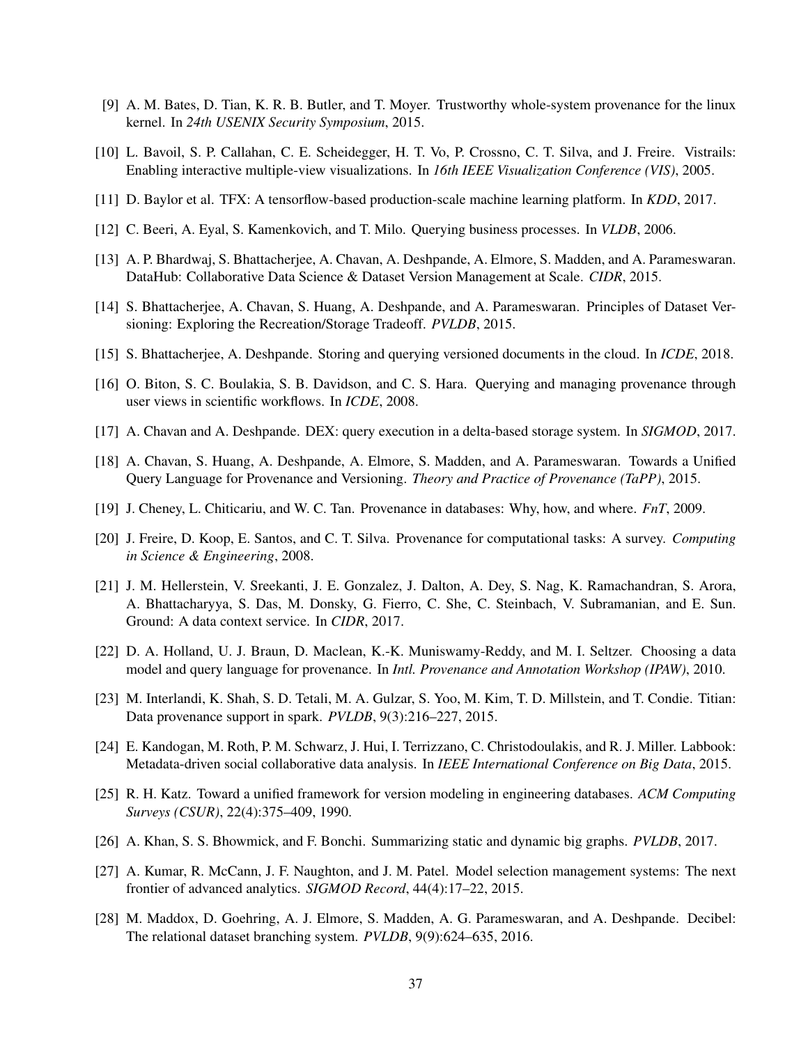[9] A. M. Bates, D. Tian, K. R. B. Butler, and T. Moyer. Trustworthy whole-system provenance for the linux kernel. In *24th USENIX Security Symposium*, 2015.

[10] L. Bavoil, S. P. Callahan, C. E. Scheidegger, H. T. Vo, P. Crossno, C. T. Silva, and J. Freire. Vistrails: Enabling interactive multiple-view visualizations. In *16th IEEE Visualization Conference (VIS)*, 2005.

[11] D. Baylor et al. TFX: A tensorflow-based production-scale machine learning platform. In *KDD*, 2017.

[12] C. Beeri, A. Eyal, S. Kamenkovich, and T. Milo. Querying business processes. In *VLDB*, 2006.

[13] A. P. Bhardwaj, S. Bhattacherjee, A. Chavan, A. Deshpande, A. Elmore, S. Madden, and A. Parameswaran. DataHub: Collaborative Data Science & Dataset Version Management at Scale. *CIDR*, 2015.

[14] S. Bhattacherjee, A. Chavan, S. Huang, A. Deshpande, and A. Parameswaran. Principles of Dataset Versioning: Exploring the Recreation/Storage Tradeoff. *PVLDB*, 2015.

[15] S. Bhattacherjee, A. Deshpande. Storing and querying versioned documents in the cloud. In *ICDE*, 2018.

[16] O. Biton, S. C. Boulakia, S. B. Davidson, and C. S. Hara. Querying and managing provenance through user views in scientific workflows. In *ICDE*, 2008.

[17] A. Chavan and A. Deshpande. DEX: query execution in a delta-based storage system. In *SIGMOD*, 2017.

[18] A. Chavan, S. Huang, A. Deshpande, A. Elmore, S. Madden, and A. Parameswaran. Towards a Unified Query Language for Provenance and Versioning. *Theory and Practice of Provenance (TaPP)*, 2015.

[19] J. Cheney, L. Chiticariu, and W. C. Tan. Provenance in databases: Why, how, and where. *FnT*, 2009.

[20] J. Freire, D. Koop, E. Santos, and C. T. Silva. Provenance for computational tasks: A survey. *Computing in Science & Engineering*, 2008.

[21] J. M. Hellerstein, V. Sreekanti, J. E. Gonzalez, J. Dalton, A. Dey, S. Nag, K. Ramachandran, S. Arora, A. Bhattacharyya, S. Das, M. Donsky, G. Fierro, C. She, C. Steinbach, V. Subramanian, and E. Sun. Ground: A data context service. In *CIDR*, 2017.

[22] D. A. Holland, U. J. Braun, D. Maclean, K.-K. Muniswamy-Reddy, and M. I. Seltzer. Choosing a data model and query language for provenance. In *Intl. Provenance and Annotation Workshop (IPAW)*, 2010.

[23] M. Interlandi, K. Shah, S. D. Tetali, M. A. Gulzar, S. Yoo, M. Kim, T. D. Millstein, and T. Condie. Titian: Data provenance support in spark. *PVLDB*, 9(3):216–227, 2015.

[24] E. Kandogan, M. Roth, P. M. Schwarz, J. Hui, I. Terrizzano, C. Christodoulakis, and R. J. Miller. Labbook: Metadata-driven social collaborative data analysis. In *IEEE International Conference on Big Data*, 2015.

[25] R. H. Katz. Toward a unified framework for version modeling in engineering databases. *ACM Computing Surveys (CSUR)*, 22(4):375–409, 1990.

[26] A. Khan, S. S. Bhowmick, and F. Bonchi. Summarizing static and dynamic big graphs. *PVLDB*, 2017.

[27] A. Kumar, R. McCann, J. F. Naughton, and J. M. Patel. Model selection management systems: The next frontier of advanced analytics. *SIGMOD Record*, 44(4):17–22, 2015.

[28] M. Maddox, D. Goehring, A. J. Elmore, S. Madden, A. G. Parameswaran, and A. Deshpande. Decibel: The relational dataset branching system. *PVLDB*, 9(9):624–635, 2016.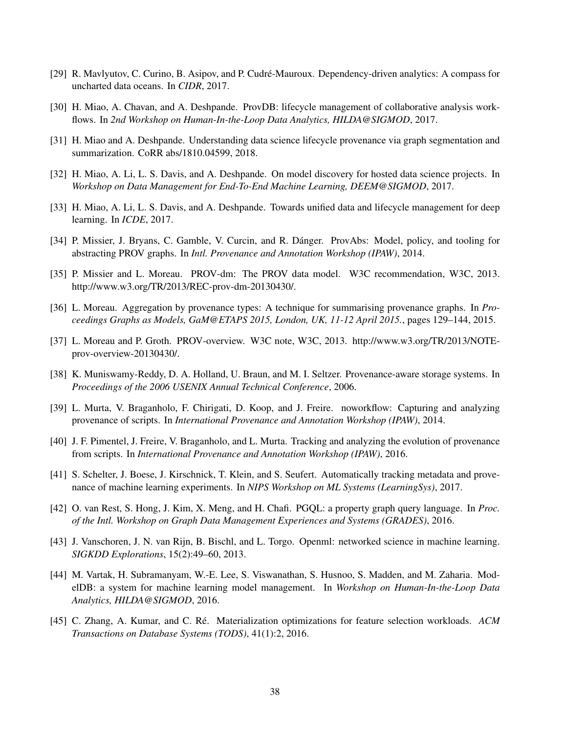[29] R. Mavlyutov, C. Curino, B. Asipov, and P. Cudré-Mauroux. Dependency-driven analytics: A compass for uncharted data oceans. In *CIDR*, 2017.

[30] H. Miao, A. Chavan, and A. Deshpande. ProvDB: lifecycle management of collaborative analysis workflows. In *2nd Workshop on Human-In-the-Loop Data Analytics, HILDA@SIGMOD*, 2017.

[31] H. Miao and A. Deshpande. Understanding data science lifecycle provenance via graph segmentation and summarization. CoRR abs/1810.04599, 2018.

[32] H. Miao, A. Li, L. S. Davis, and A. Deshpande. On model discovery for hosted data science projects. In *Workshop on Data Management for End-To-End Machine Learning, DEEM@SIGMOD*, 2017.

[33] H. Miao, A. Li, L. S. Davis, and A. Deshpande. Towards unified data and lifecycle management for deep learning. In *ICDE*, 2017.

[34] P. Missier, J. Bryans, C. Gamble, V. Curcin, and R. Dánger. ProvAbs: Model, policy, and tooling for abstracting PROV graphs. In *Intl. Provenance and Annotation Workshop (IPAW)*, 2014.

[35] P. Missier and L. Moreau. PROV-dm: The PROV data model. W3C recommendation, W3C, 2013. http://www.w3.org/TR/2013/REC-prov-dm-20130430/.

[36] L. Moreau. Aggregation by provenance types: A technique for summarising provenance graphs. In *Proceedings Graphs as Models, GaM@ETAPS 2015, London, UK, 11-12 April 2015.*, pages 129–144, 2015.

[37] L. Moreau and P. Groth. PROV-overview. W3C note, W3C, 2013. http://www.w3.org/TR/2013/NOTE-prov-overview-20130430/.

[38] K. Muniswamy-Reddy, D. A. Holland, U. Braun, and M. I. Seltzer. Provenance-aware storage systems. In *Proceedings of the 2006 USENIX Annual Technical Conference*, 2006.

[39] L. Murta, V. Braganholo, F. Chirigati, D. Koop, and J. Freire. noworkflow: Capturing and analyzing provenance of scripts. In *International Provenance and Annotation Workshop (IPAW)*, 2014.

[40] J. F. Pimentel, J. Freire, V. Braganholo, and L. Murta. Tracking and analyzing the evolution of provenance from scripts. In *International Provenance and Annotation Workshop (IPAW)*, 2016.

[41] S. Schelter, J. Boese, J. Kirschnick, T. Klein, and S. Seufert. Automatically tracking metadata and provenance of machine learning experiments. In *NIPS Workshop on ML Systems (LearningSys)*, 2017.

[42] O. van Rest, S. Hong, J. Kim, X. Meng, and H. Chafi. PGQL: a property graph query language. In *Proc. of the Intl. Workshop on Graph Data Management Experiences and Systems (GRADES)*, 2016.

[43] J. Vanschoren, J. N. van Rijn, B. Bischl, and L. Torgo. Openml: networked science in machine learning. *SIGKDD Explorations*, 15(2):49–60, 2013.

[44] M. Vartak, H. Subramanyam, W.-E. Lee, S. Viswanathan, S. Husnoo, S. Madden, and M. Zaharia. ModelDB: a system for machine learning model management. In *Workshop on Human-In-the-Loop Data Analytics, HILDA@SIGMOD*, 2016.

[45] C. Zhang, A. Kumar, and C. Ré. Materialization optimizations for feature selection workloads. *ACM Transactions on Database Systems (TODS)*, 41(1):2, 2016.